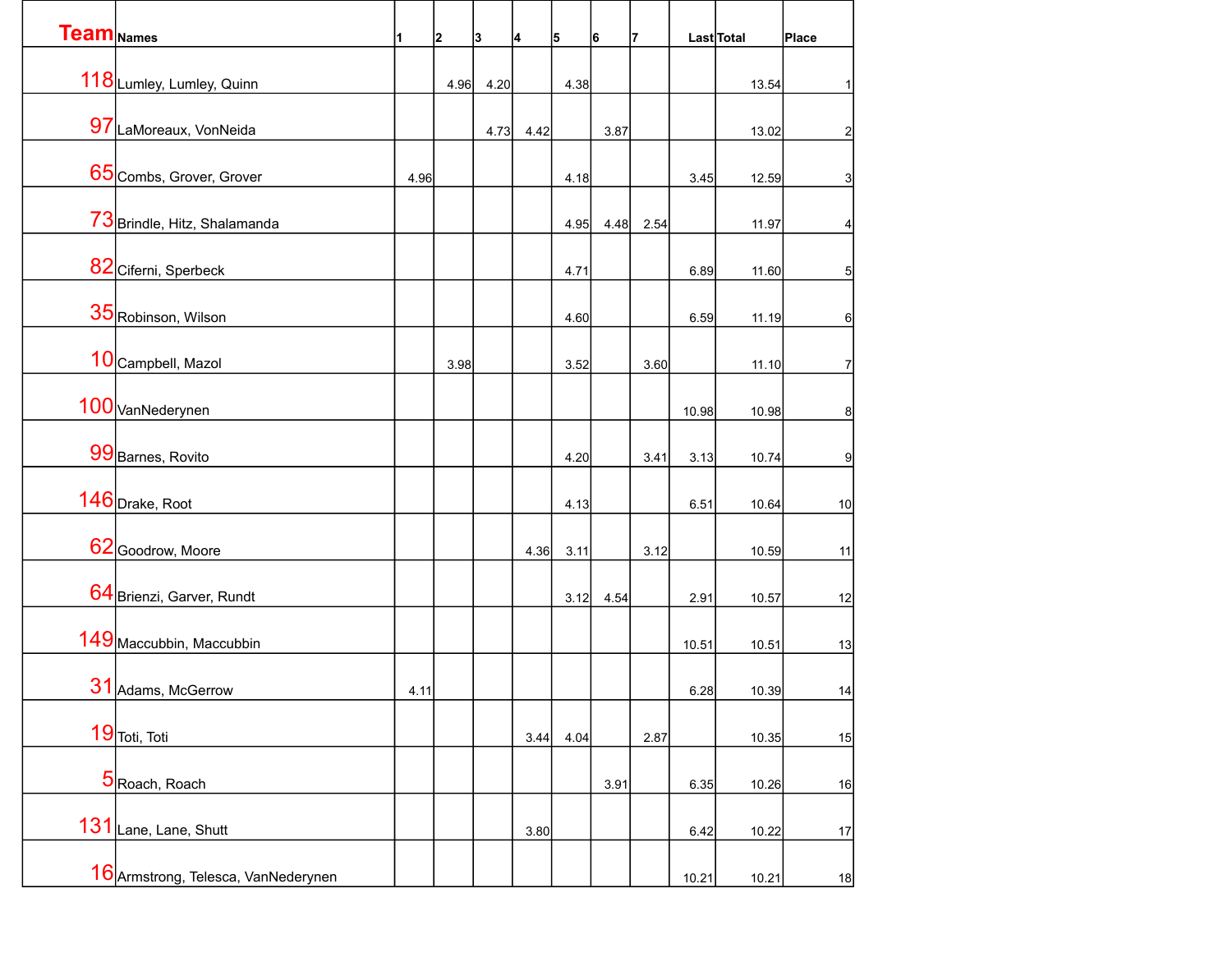| Team | Names | 1 | 2 | 3 | 4 | 5 | 6 | 7 | Last | Total | Place |
|---|---|---|---|---|---|---|---|---|---|---|---|
| 118 | Lumley, Lumley, Quinn | | 4.96 | 4.20 | | 4.38 | | | | 13.54 | 1 |
| 97 | LaMoreaux, VonNeida | | | 4.73 | 4.42 | | 3.87 | | | 13.02 | 2 |
| 65 | Combs, Grover, Grover | 4.96 | | | | 4.18 | | | 3.45 | 12.59 | 3 |
| 73 | Brindle, Hitz, Shalamanda | | | | | 4.95 | 4.48 | 2.54 | | 11.97 | 4 |
| 82 | Ciferni, Sperbeck | | | | | 4.71 | | | 6.89 | 11.60 | 5 |
| 35 | Robinson, Wilson | | | | | 4.60 | | | 6.59 | 11.19 | 6 |
| 10 | Campbell, Mazol | | 3.98 | | | 3.52 | | 3.60 | | 11.10 | 7 |
| 100 | VanNederynen | | | | | | | | 10.98 | 10.98 | 8 |
| 99 | Barnes, Rovito | | | | | 4.20 | | 3.41 | 3.13 | 10.74 | 9 |
| 146 | Drake, Root | | | | | 4.13 | | | 6.51 | 10.64 | 10 |
| 62 | Goodrow, Moore | | | | 4.36 | 3.11 | | 3.12 | | 10.59 | 11 |
| 64 | Brienzi, Garver, Rundt | | | | | 3.12 | 4.54 | | 2.91 | 10.57 | 12 |
| 149 | Maccubbin, Maccubbin | | | | | | | | 10.51 | 10.51 | 13 |
| 31 | Adams, McGerrow | 4.11 | | | | | | | 6.28 | 10.39 | 14 |
| 19 | Toti, Toti | | | | 3.44 | 4.04 | | 2.87 | | 10.35 | 15 |
| 5 | Roach, Roach | | | | | | 3.91 | | 6.35 | 10.26 | 16 |
| 131 | Lane, Lane, Shutt | | | | 3.80 | | | | 6.42 | 10.22 | 17 |
| 16 | Armstrong, Telesca, VanNederynen | | | | | | | | 10.21 | 10.21 | 18 |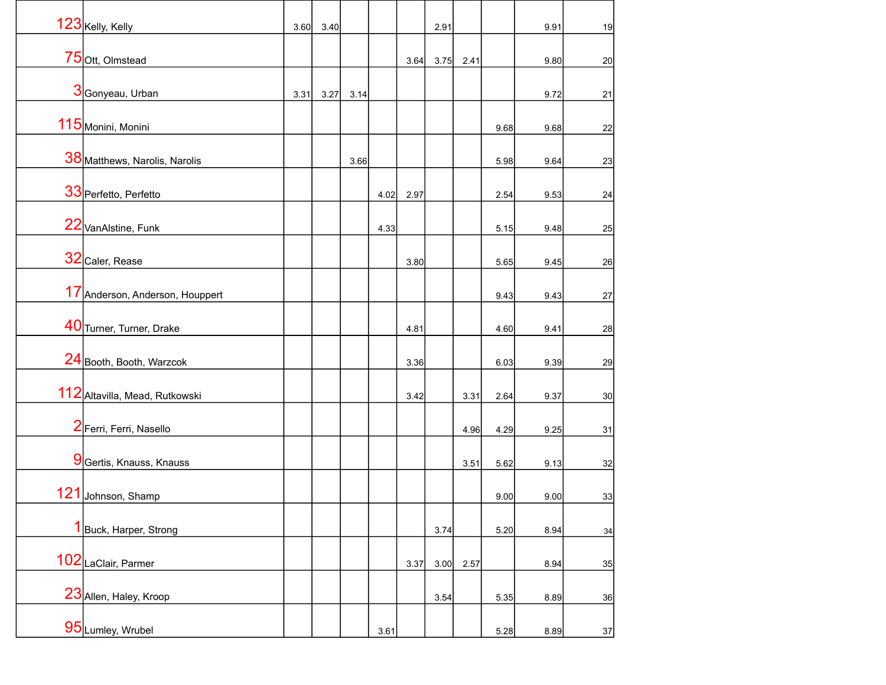| | | | | | | | | | | | |
|---|---|---|---|---|---|---|---|---|---|---|---|
| 123 | Kelly, Kelly | 3.60 | 3.40 | | | | 2.91 | | | 9.91 | 19 |
| 75 | Ott, Olmstead | | | | | 3.64 | 3.75 | 2.41 | | 9.80 | 20 |
| 3 | Gonyeau, Urban | 3.31 | 3.27 | 3.14 | | | | | | 9.72 | 21 |
| 115 | Monini, Monini | | | | | | | | 9.68 | 9.68 | 22 |
| 38 | Matthews, Narolis, Narolis | | | 3.66 | | | | | 5.98 | 9.64 | 23 |
| 33 | Perfetto, Perfetto | | | | 4.02 | 2.97 | | | 2.54 | 9.53 | 24 |
| 22 | VanAlstine, Funk | | | | 4.33 | | | | 5.15 | 9.48 | 25 |
| 32 | Caler, Rease | | | | | 3.80 | | | 5.65 | 9.45 | 26 |
| 17 | Anderson, Anderson, Houppert | | | | | | | | 9.43 | 9.43 | 27 |
| 40 | Turner, Turner, Drake | | | | | 4.81 | | | 4.60 | 9.41 | 28 |
| 24 | Booth, Booth, Warzcok | | | | | 3.36 | | | 6.03 | 9.39 | 29 |
| 112 | Altavilla, Mead, Rutkowski | | | | | 3.42 | | 3.31 | 2.64 | 9.37 | 30 |
| 2 | Ferri, Ferri, Nasello | | | | | | | 4.96 | 4.29 | 9.25 | 31 |
| 9 | Gertis, Knauss, Knauss | | | | | | | 3.51 | 5.62 | 9.13 | 32 |
| 121 | Johnson, Shamp | | | | | | | | 9.00 | 9.00 | 33 |
| 1 | Buck, Harper, Strong | | | | | | 3.74 | | 5.20 | 8.94 | 34 |
| 102 | LaClair, Parmer | | | | | 3.37 | 3.00 | 2.57 | | 8.94 | 35 |
| 23 | Allen, Haley, Kroop | | | | | | 3.54 | | 5.35 | 8.89 | 36 |
| 95 | Lumley, Wrubel | | | | 3.61 | | | | 5.28 | 8.89 | 37 |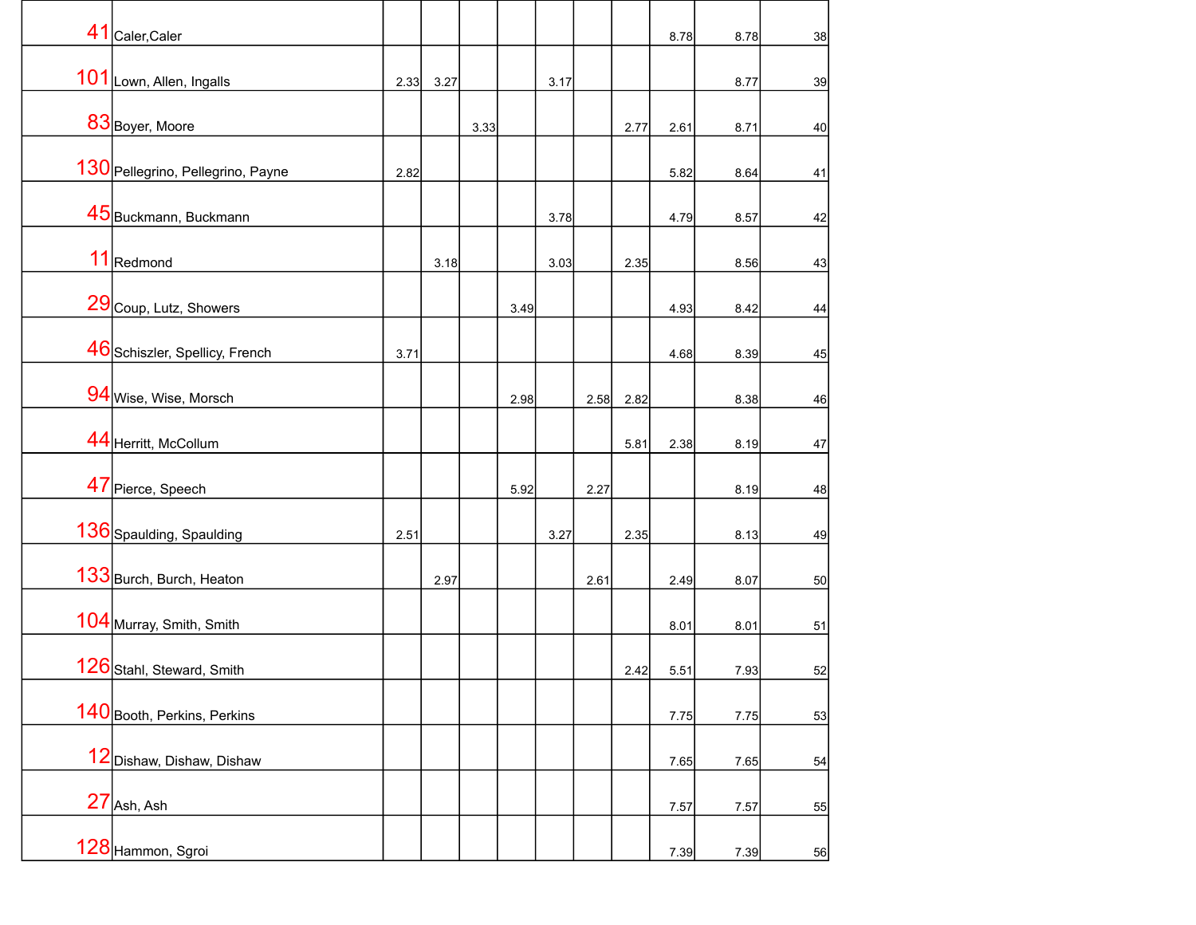| | | | | | | | | | | | | |
|---|---|---|---|---|---|---|---|---|---|---|---|---|
| 41 | Caler,Caler | | | | | | | | 8.78 | 8.78 | 38 |
| 101 | Lown, Allen, Ingalls | 2.33 | 3.27 | | | 3.17 | | | | 8.77 | 39 |
| 83 | Boyer, Moore | | | 3.33 | | | | 2.77 | 2.61 | 8.71 | 40 |
| 130 | Pellegrino, Pellegrino, Payne | 2.82 | | | | | | | 5.82 | 8.64 | 41 |
| 45 | Buckmann, Buckmann | | | | | 3.78 | | | 4.79 | 8.57 | 42 |
| 11 | Redmond | | 3.18 | | | 3.03 | | 2.35 | | 8.56 | 43 |
| 29 | Coup, Lutz, Showers | | | | 3.49 | | | | 4.93 | 8.42 | 44 |
| 46 | Schiszler, Spellicy, French | 3.71 | | | | | | | 4.68 | 8.39 | 45 |
| 94 | Wise, Wise, Morsch | | | | 2.98 | | 2.58 | 2.82 | | 8.38 | 46 |
| 44 | Herritt, McCollum | | | | | | | 5.81 | 2.38 | 8.19 | 47 |
| 47 | Pierce, Speech | | | | 5.92 | | 2.27 | | | 8.19 | 48 |
| 136 | Spaulding, Spaulding | 2.51 | | | | 3.27 | | 2.35 | | 8.13 | 49 |
| 133 | Burch, Burch, Heaton | | 2.97 | | | | 2.61 | | 2.49 | 8.07 | 50 |
| 104 | Murray, Smith, Smith | | | | | | | | 8.01 | 8.01 | 51 |
| 126 | Stahl, Steward, Smith | | | | | | | 2.42 | 5.51 | 7.93 | 52 |
| 140 | Booth, Perkins, Perkins | | | | | | | | 7.75 | 7.75 | 53 |
| 12 | Dishaw, Dishaw, Dishaw | | | | | | | | 7.65 | 7.65 | 54 |
| 27 | Ash, Ash | | | | | | | | 7.57 | 7.57 | 55 |
| 128 | Hammon, Sgroi | | | | | | | | 7.39 | 7.39 | 56 |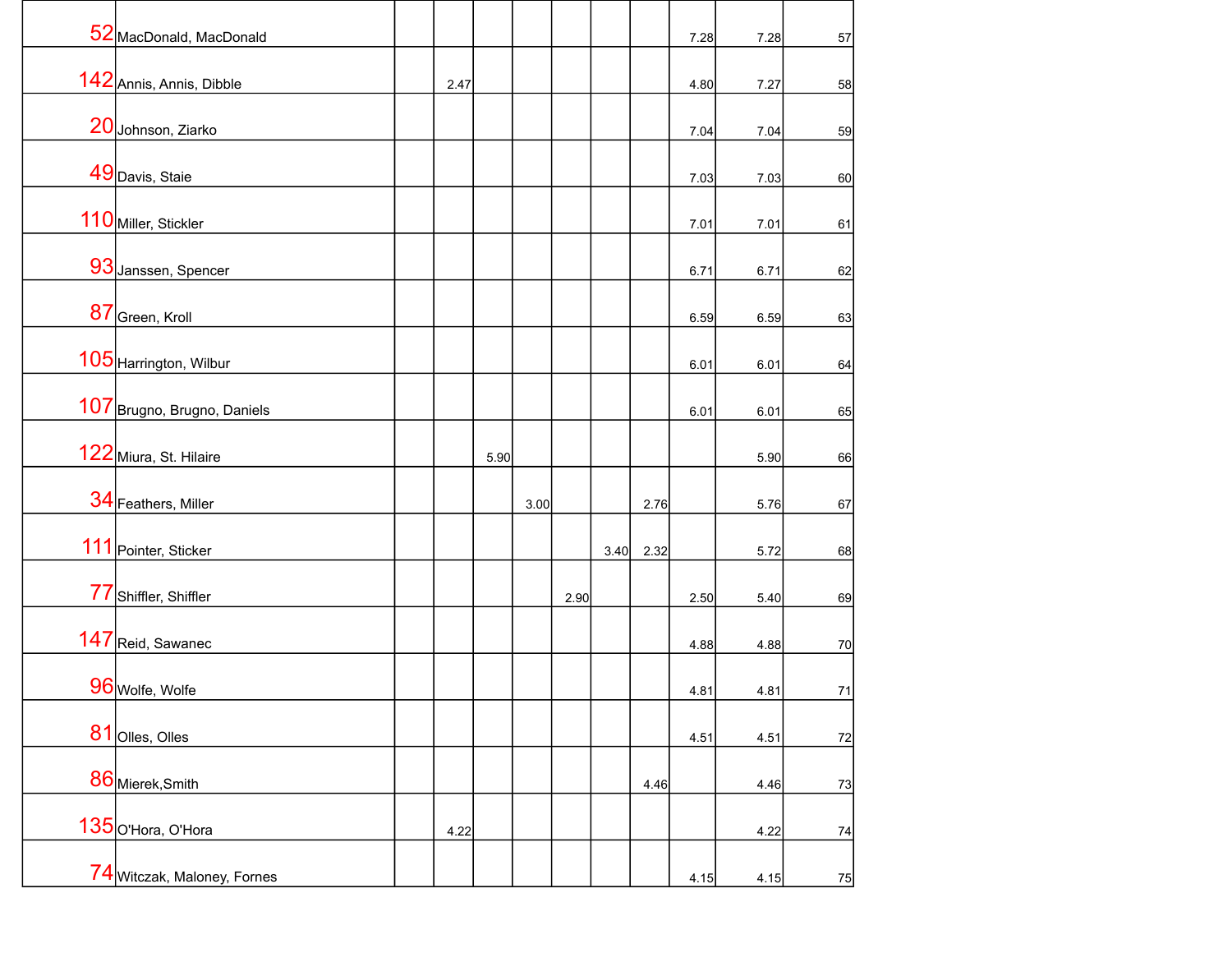| | | | | | | | | | | | |
|---|---|---|---|---|---|---|---|---|---|---|---|
| 52 | MacDonald, MacDonald | | | | | | | | 7.28 | 7.28 | 57 |
| 142 | Annis, Annis, Dibble | | 2.47 | | | | | | 4.80 | 7.27 | 58 |
| 20 | Johnson, Ziarko | | | | | | | | 7.04 | 7.04 | 59 |
| 49 | Davis, Staie | | | | | | | | 7.03 | 7.03 | 60 |
| 110 | Miller, Stickler | | | | | | | | 7.01 | 7.01 | 61 |
| 93 | Janssen, Spencer | | | | | | | | 6.71 | 6.71 | 62 |
| 87 | Green, Kroll | | | | | | | | 6.59 | 6.59 | 63 |
| 105 | Harrington, Wilbur | | | | | | | | 6.01 | 6.01 | 64 |
| 107 | Brugno, Brugno, Daniels | | | | | | | | 6.01 | 6.01 | 65 |
| 122 | Miura, St. Hilaire | | | 5.90 | | | | | | 5.90 | 66 |
| 34 | Feathers, Miller | | | | 3.00 | | | 2.76 | | 5.76 | 67 |
| 111 | Pointer, Sticker | | | | | | 3.40 | 2.32 | | 5.72 | 68 |
| 77 | Shiffler, Shiffler | | | | | 2.90 | | | 2.50 | 5.40 | 69 |
| 147 | Reid, Sawanec | | | | | | | | 4.88 | 4.88 | 70 |
| 96 | Wolfe, Wolfe | | | | | | | | 4.81 | 4.81 | 71 |
| 81 | Olles, Olles | | | | | | | | 4.51 | 4.51 | 72 |
| 86 | Mierek,Smith | | | | | | | 4.46 | | 4.46 | 73 |
| 135 | O'Hora, O'Hora | | 4.22 | | | | | | | 4.22 | 74 |
| 74 | Witczak, Maloney, Fornes | | | | | | | | 4.15 | 4.15 | 75 |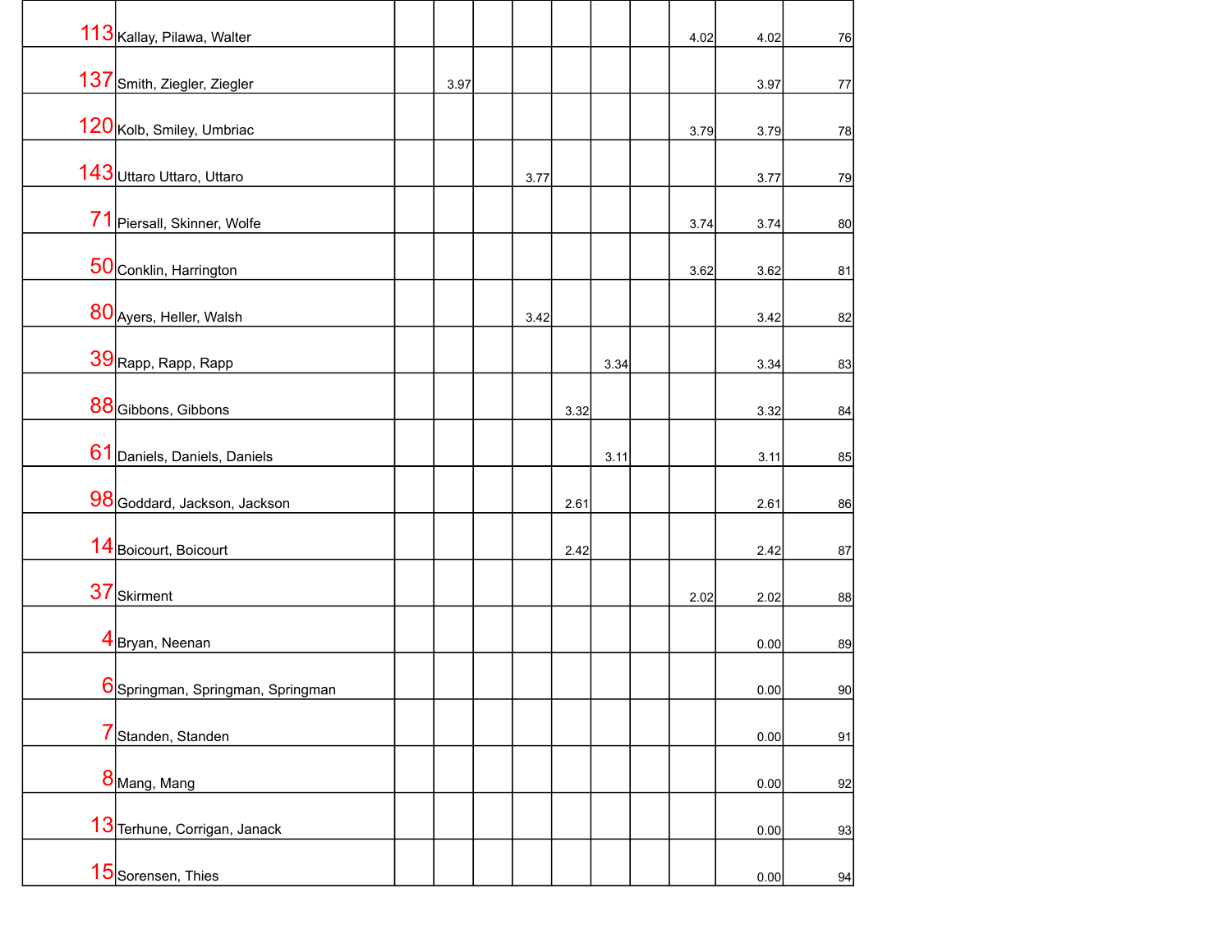| | | | | | | | | | | | |
|---|---|---|---|---|---|---|---|---|---|---|---|
| 113 | Kallay, Pilawa, Walter | | | | | | | | 4.02 | 4.02 | 76 |
| 137 | Smith, Ziegler, Ziegler | | 3.97 | | | | | | | 3.97 | 77 |
| 120 | Kolb, Smiley, Umbriac | | | | | | | | 3.79 | 3.79 | 78 |
| 143 | Uttaro Uttaro, Uttaro | | | | 3.77 | | | | | 3.77 | 79 |
| 71 | Piersall, Skinner, Wolfe | | | | | | | | 3.74 | 3.74 | 80 |
| 50 | Conklin, Harrington | | | | | | | | 3.62 | 3.62 | 81 |
| 80 | Ayers, Heller, Walsh | | | | 3.42 | | | | | 3.42 | 82 |
| 39 | Rapp, Rapp, Rapp | | | | | | 3.34 | | | 3.34 | 83 |
| 88 | Gibbons, Gibbons | | | | | 3.32 | | | | 3.32 | 84 |
| 61 | Daniels, Daniels, Daniels | | | | | | 3.11 | | | 3.11 | 85 |
| 98 | Goddard, Jackson, Jackson | | | | | 2.61 | | | | 2.61 | 86 |
| 14 | Boicourt, Boicourt | | | | | 2.42 | | | | 2.42 | 87 |
| 37 | Skirment | | | | | | | | 2.02 | 2.02 | 88 |
| 4 | Bryan, Neenan | | | | | | | | | 0.00 | 89 |
| 6 | Springman, Springman, Springman | | | | | | | | | 0.00 | 90 |
| 7 | Standen, Standen | | | | | | | | | 0.00 | 91 |
| 8 | Mang, Mang | | | | | | | | | 0.00 | 92 |
| 13 | Terhune, Corrigan, Janack | | | | | | | | | 0.00 | 93 |
| 15 | Sorensen, Thies | | | | | | | | | 0.00 | 94 |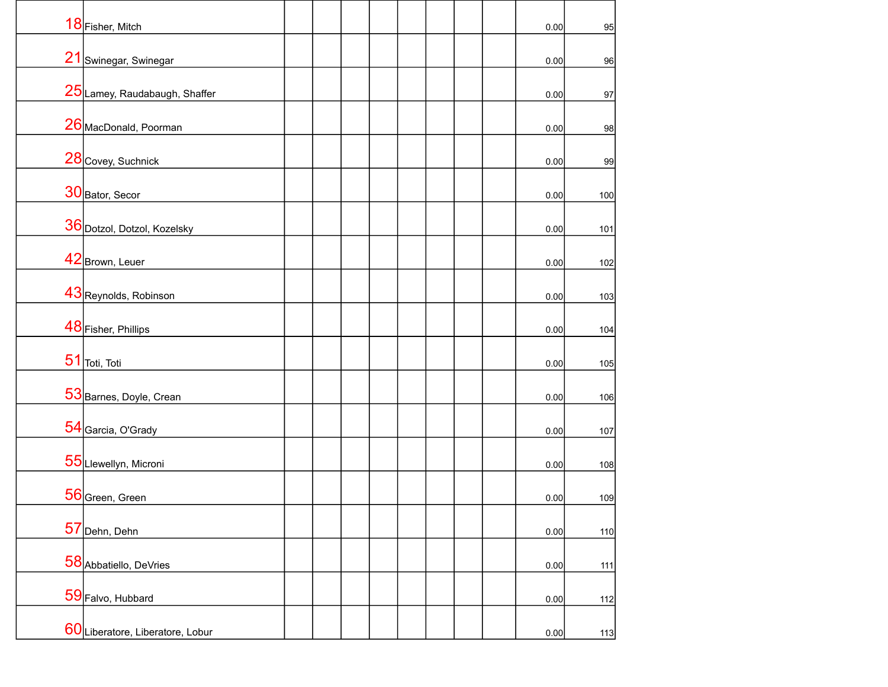| | | | | | | | | | | | |
|---|---|---|---|---|---|---|---|---|---|---|---|
| 18 | Fisher, Mitch | | | | | | | | | 0.00 | 95 |
| 21 | Swinegar, Swinegar | | | | | | | | | 0.00 | 96 |
| 25 | Lamey, Raudabaugh, Shaffer | | | | | | | | | 0.00 | 97 |
| 26 | MacDonald, Poorman | | | | | | | | | 0.00 | 98 |
| 28 | Covey, Suchnick | | | | | | | | | 0.00 | 99 |
| 30 | Bator, Secor | | | | | | | | | 0.00 | 100 |
| 36 | Dotzol, Dotzol, Kozelsky | | | | | | | | | 0.00 | 101 |
| 42 | Brown, Leuer | | | | | | | | | 0.00 | 102 |
| 43 | Reynolds, Robinson | | | | | | | | | 0.00 | 103 |
| 48 | Fisher, Phillips | | | | | | | | | 0.00 | 104 |
| 51 | Toti, Toti | | | | | | | | | 0.00 | 105 |
| 53 | Barnes, Doyle, Crean | | | | | | | | | 0.00 | 106 |
| 54 | Garcia, O'Grady | | | | | | | | | 0.00 | 107 |
| 55 | Llewellyn, Microni | | | | | | | | | 0.00 | 108 |
| 56 | Green, Green | | | | | | | | | 0.00 | 109 |
| 57 | Dehn, Dehn | | | | | | | | | 0.00 | 110 |
| 58 | Abbatiello, DeVries | | | | | | | | | 0.00 | 111 |
| 59 | Falvo, Hubbard | | | | | | | | | 0.00 | 112 |
| 60 | Liberatore, Liberatore, Lobur | | | | | | | | | 0.00 | 113 |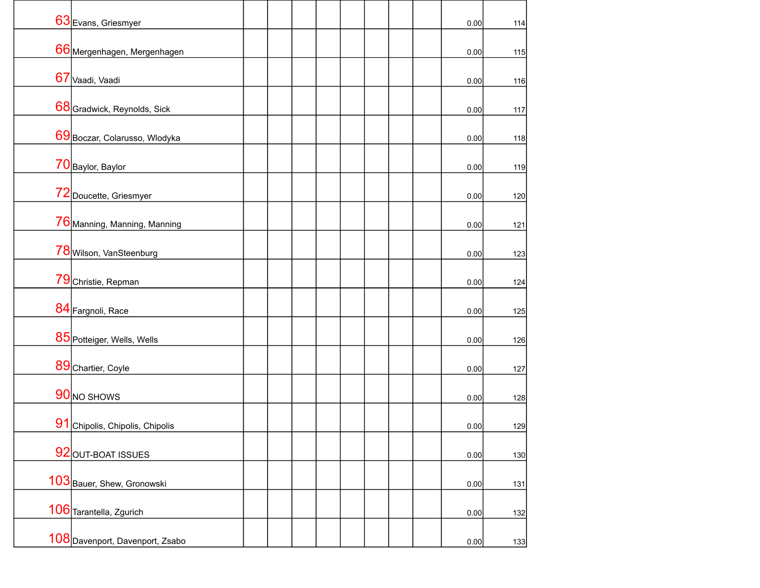| | | | | | | | | | | | |
|---|---|---|---|---|---|---|---|---|---|---|---|
| 63 | Evans, Griesmyer | | | | | | | | | 0.00 | 114 |
| 66 | Mergenhagen, Mergenhagen | | | | | | | | | 0.00 | 115 |
| 67 | Vaadi, Vaadi | | | | | | | | | 0.00 | 116 |
| 68 | Gradwick, Reynolds, Sick | | | | | | | | | 0.00 | 117 |
| 69 | Boczar, Colarusso, Wlodyka | | | | | | | | | 0.00 | 118 |
| 70 | Baylor, Baylor | | | | | | | | | 0.00 | 119 |
| 72 | Doucette, Griesmyer | | | | | | | | | 0.00 | 120 |
| 76 | Manning, Manning, Manning | | | | | | | | | 0.00 | 121 |
| 78 | Wilson, VanSteenburg | | | | | | | | | 0.00 | 123 |
| 79 | Christie, Repman | | | | | | | | | 0.00 | 124 |
| 84 | Fargnoli, Race | | | | | | | | | 0.00 | 125 |
| 85 | Potteiger, Wells, Wells | | | | | | | | | 0.00 | 126 |
| 89 | Chartier, Coyle | | | | | | | | | 0.00 | 127 |
| 90 | NO SHOWS | | | | | | | | | 0.00 | 128 |
| 91 | Chipolis, Chipolis, Chipolis | | | | | | | | | 0.00 | 129 |
| 92 | OUT-BOAT ISSUES | | | | | | | | | 0.00 | 130 |
| 103 | Bauer, Shew, Gronowski | | | | | | | | | 0.00 | 131 |
| 106 | Tarantella, Zgurich | | | | | | | | | 0.00 | 132 |
| 108 | Davenport, Davenport, Zsabo | | | | | | | | | 0.00 | 133 |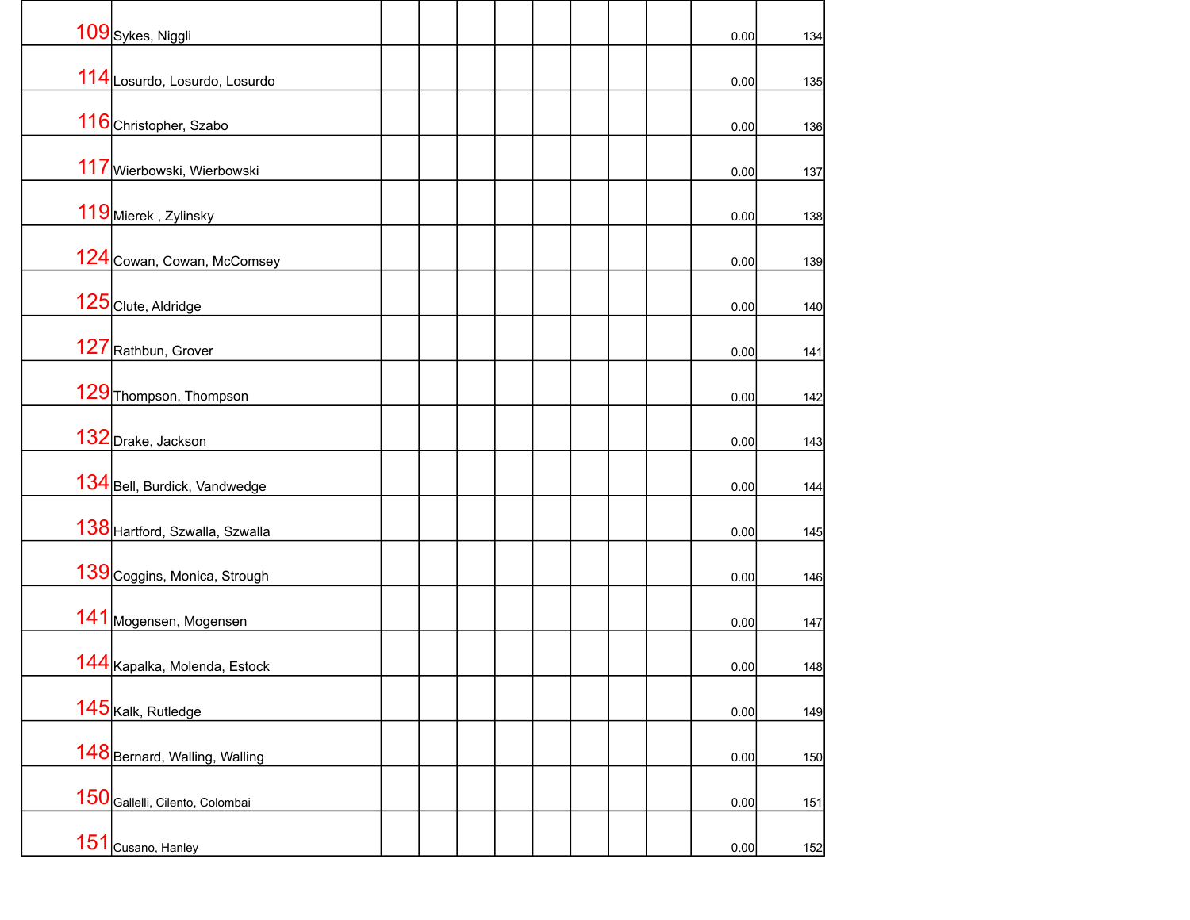| | | | | | | | | | | |
|---|---|---|---|---|---|---|---|---|---|---|
| 109 | Sykes, Niggli | | | | | | | | 0.00 | 134 |
| 114 | Losurdo, Losurdo, Losurdo | | | | | | | | 0.00 | 135 |
| 116 | Christopher, Szabo | | | | | | | | 0.00 | 136 |
| 117 | Wierbowski, Wierbowski | | | | | | | | 0.00 | 137 |
| 119 | Mierek , Zylinsky | | | | | | | | 0.00 | 138 |
| 124 | Cowan, Cowan, McComsey | | | | | | | | 0.00 | 139 |
| 125 | Clute, Aldridge | | | | | | | | 0.00 | 140 |
| 127 | Rathbun, Grover | | | | | | | | 0.00 | 141 |
| 129 | Thompson, Thompson | | | | | | | | 0.00 | 142 |
| 132 | Drake, Jackson | | | | | | | | 0.00 | 143 |
| 134 | Bell, Burdick, Vandwedge | | | | | | | | 0.00 | 144 |
| 138 | Hartford, Szwalla, Szwalla | | | | | | | | 0.00 | 145 |
| 139 | Coggins, Monica, Strough | | | | | | | | 0.00 | 146 |
| 141 | Mogensen, Mogensen | | | | | | | | 0.00 | 147 |
| 144 | Kapalka, Molenda, Estock | | | | | | | | 0.00 | 148 |
| 145 | Kalk, Rutledge | | | | | | | | 0.00 | 149 |
| 148 | Bernard, Walling, Walling | | | | | | | | 0.00 | 150 |
| 150 | Gallelli, Cilento, Colombai | | | | | | | | 0.00 | 151 |
| 151 | Cusano, Hanley | | | | | | | | 0.00 | 152 |